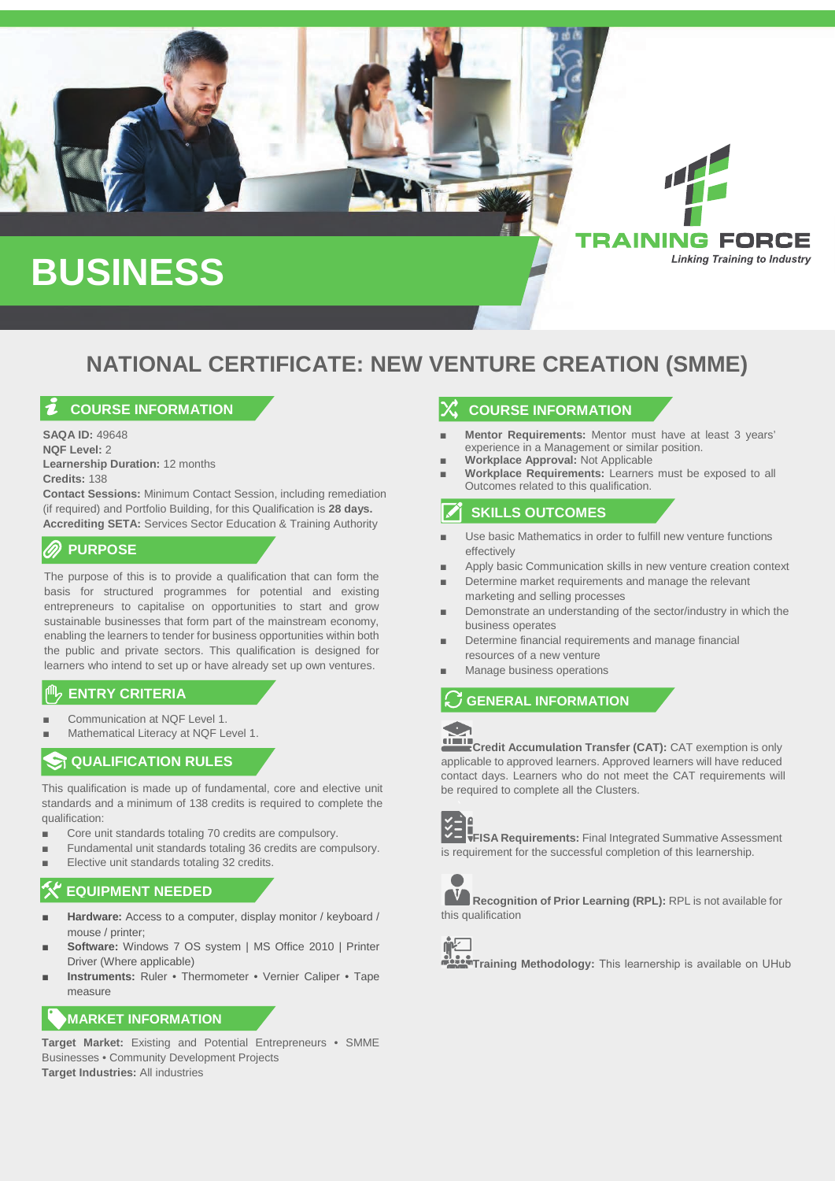# BUSINESS

TRAINING FORCE
*Linking Training to Industry*

## NATIONAL CERTIFICATE: NEW VENTURE CREATION (SMME)

### COURSE INFORMATION

**SAQA ID:** 49648
**NQF Level:** 2
**Learnership Duration:** 12 months
**Credits:** 138
**Contact Sessions:** Minimum Contact Session, including remediation (if required) and Portfolio Building, for this Qualification is **28 days.**
**Accrediting SETA:** Services Sector Education & Training Authority

### PURPOSE

The purpose of this is to provide a qualification that can form the basis for structured programmes for potential and existing entrepreneurs to capitalise on opportunities to start and grow sustainable businesses that form part of the mainstream economy, enabling the learners to tender for business opportunities within both the public and private sectors. This qualification is designed for learners who intend to set up or have already set up own ventures.

### ENTRY CRITERIA

- Communication at NQF Level 1.
- Mathematical Literacy at NQF Level 1.

### QUALIFICATION RULES

This qualification is made up of fundamental, core and elective unit standards and a minimum of 138 credits is required to complete the qualification:

- Core unit standards totaling 70 credits are compulsory.
- Fundamental unit standards totaling 36 credits are compulsory.
- Elective unit standards totaling 32 credits.

### EQUIPMENT NEEDED

- **Hardware:** Access to a computer, display monitor / keyboard / mouse / printer;
- **Software:** Windows 7 OS system | MS Office 2010 | Printer Driver (Where applicable)
- **Instruments:** Ruler • Thermometer • Vernier Caliper • Tape measure

### MARKET INFORMATION

**Target Market:** Existing and Potential Entrepreneurs • SMME Businesses • Community Development Projects
**Target Industries:** All industries

### COURSE INFORMATION

- **Mentor Requirements:** Mentor must have at least 3 years' experience in a Management or similar position.
- **Workplace Approval:** Not Applicable
- **Workplace Requirements:** Learners must be exposed to all Outcomes related to this qualification.

### SKILLS OUTCOMES

- Use basic Mathematics in order to fulfill new venture functions effectively
- Apply basic Communication skills in new venture creation context
- Determine market requirements and manage the relevant marketing and selling processes
- Demonstrate an understanding of the sector/industry in which the business operates
- Determine financial requirements and manage financial resources of a new venture
- Manage business operations

### GENERAL INFORMATION

**Credit Accumulation Transfer (CAT):** CAT exemption is only applicable to approved learners. Approved learners will have reduced contact days. Learners who do not meet the CAT requirements will be required to complete all the Clusters.

**FISA Requirements:** Final Integrated Summative Assessment is requirement for the successful completion of this learnership.

**Recognition of Prior Learning (RPL):** RPL is not available for this qualification

**Training Methodology:** This learnership is available on UHub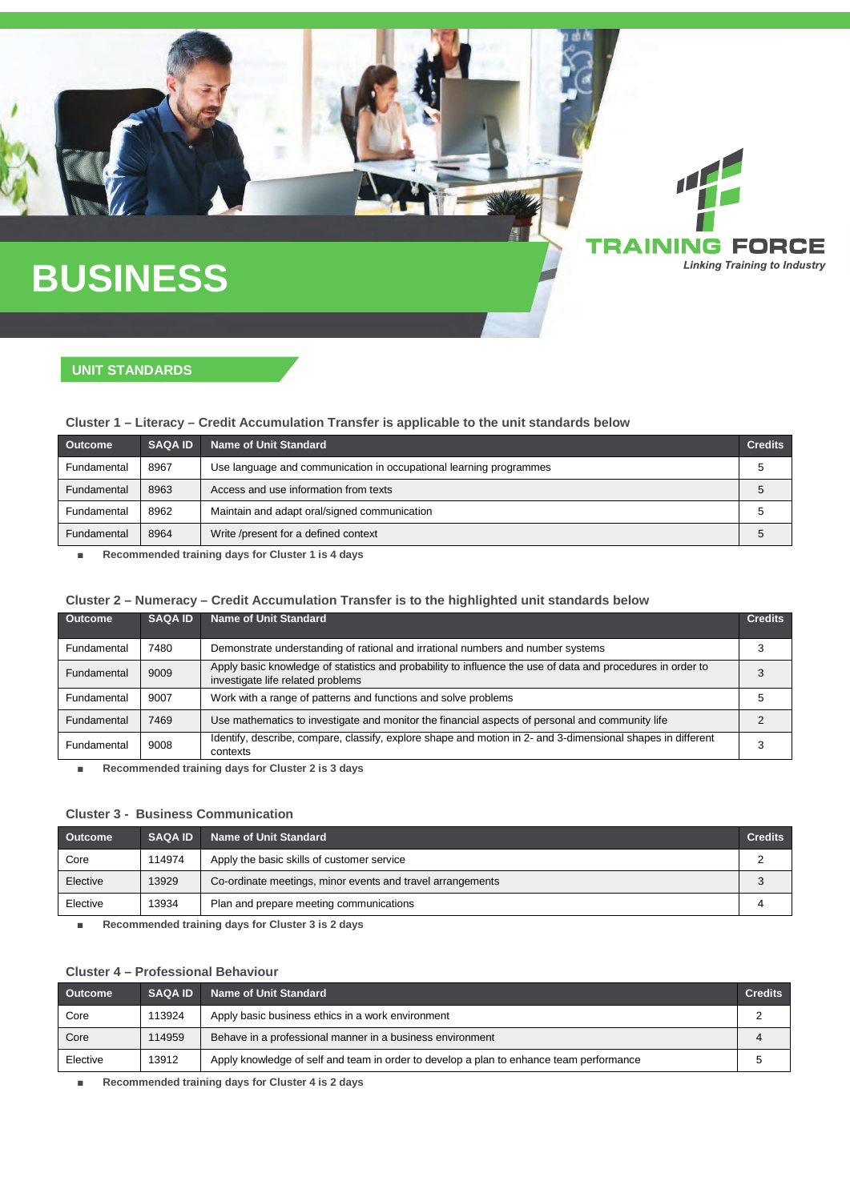# BUSINESS

**TRAINING FORCE**
*Linking Training to Industry*

## UNIT STANDARDS

### Cluster 1 – Literacy – Credit Accumulation Transfer is applicable to the unit standards below

| Outcome | SAQA ID | Name of Unit Standard | Credits |
|---|---|---|---|
| Fundamental | 8967 | Use language and communication in occupational learning programmes | 5 |
| Fundamental | 8963 | Access and use information from texts | 5 |
| Fundamental | 8962 | Maintain and adapt oral/signed communication | 5 |
| Fundamental | 8964 | Write /present for a defined context | 5 |

- **Recommended training days for Cluster 1 is 4 days**

### Cluster 2 – Numeracy – Credit Accumulation Transfer is to the highlighted unit standards below

| Outcome | SAQA ID | Name of Unit Standard | Credits |
|---|---|---|---|
| Fundamental | 7480 | Demonstrate understanding of rational and irrational numbers and number systems | 3 |
| Fundamental | 9009 | Apply basic knowledge of statistics and probability to influence the use of data and procedures in order to investigate life related problems | 3 |
| Fundamental | 9007 | Work with a range of patterns and functions and solve problems | 5 |
| Fundamental | 7469 | Use mathematics to investigate and monitor the financial aspects of personal and community life | 2 |
| Fundamental | 9008 | Identify, describe, compare, classify, explore shape and motion in 2- and 3-dimensional shapes in different contexts | 3 |

- **Recommended training days for Cluster 2 is 3 days**

### Cluster 3 - Business Communication

| Outcome | SAQA ID | Name of Unit Standard | Credits |
|---|---|---|---|
| Core | 114974 | Apply the basic skills of customer service | 2 |
| Elective | 13929 | Co-ordinate meetings, minor events and travel arrangements | 3 |
| Elective | 13934 | Plan and prepare meeting communications | 4 |

- **Recommended training days for Cluster 3 is 2 days**

### Cluster 4 – Professional Behaviour

| Outcome | SAQA ID | Name of Unit Standard | Credits |
|---|---|---|---|
| Core | 113924 | Apply basic business ethics in a work environment | 2 |
| Core | 114959 | Behave in a professional manner in a business environment | 4 |
| Elective | 13912 | Apply knowledge of self and team in order to develop a plan to enhance team performance | 5 |

- **Recommended training days for Cluster 4 is 2 days**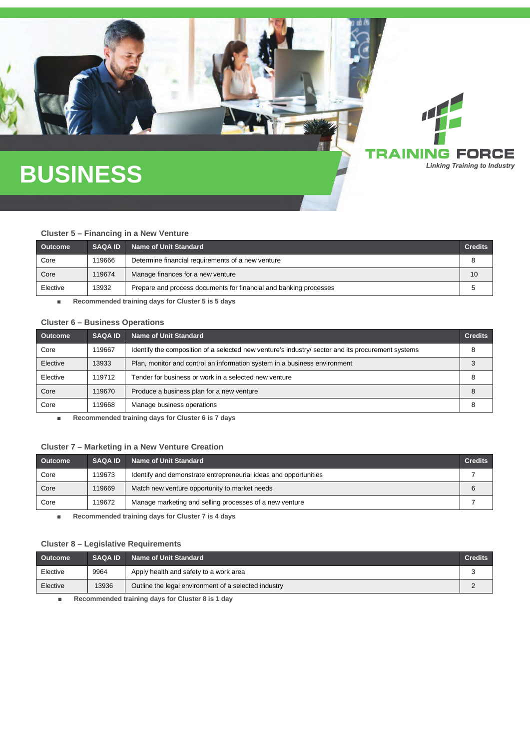# BUSINESS

TRAINING FORCE
*Linking Training to Industry*

### Cluster 5 – Financing in a New Venture

| Outcome | SAQA ID | Name of Unit Standard | Credits |
|---|---|---|---|
| Core | 119666 | Determine financial requirements of a new venture | 8 |
| Core | 119674 | Manage finances for a new venture | 10 |
| Elective | 13932 | Prepare and process documents for financial and banking processes | 5 |

- **Recommended training days for Cluster 5 is 5 days**

### Cluster 6 – Business Operations

| Outcome | SAQA ID | Name of Unit Standard | Credits |
|---|---|---|---|
| Core | 119667 | Identify the composition of a selected new venture's industry/ sector and its procurement systems | 8 |
| Elective | 13933 | Plan, monitor and control an information system in a business environment | 3 |
| Elective | 119712 | Tender for business or work in a selected new venture | 8 |
| Core | 119670 | Produce a business plan for a new venture | 8 |
| Core | 119668 | Manage business operations | 8 |

- **Recommended training days for Cluster 6 is 7 days**

### Cluster 7 – Marketing in a New Venture Creation

| Outcome | SAQA ID | Name of Unit Standard | Credits |
|---|---|---|---|
| Core | 119673 | Identify and demonstrate entrepreneurial ideas and opportunities | 7 |
| Core | 119669 | Match new venture opportunity to market needs | 6 |
| Core | 119672 | Manage marketing and selling processes of a new venture | 7 |

- **Recommended training days for Cluster 7 is 4 days**

### Cluster 8 – Legislative Requirements

| Outcome | SAQA ID | Name of Unit Standard | Credits |
|---|---|---|---|
| Elective | 9964 | Apply health and safety to a work area | 3 |
| Elective | 13936 | Outline the legal environment of a selected industry | 2 |

- **Recommended training days for Cluster 8 is 1 day**